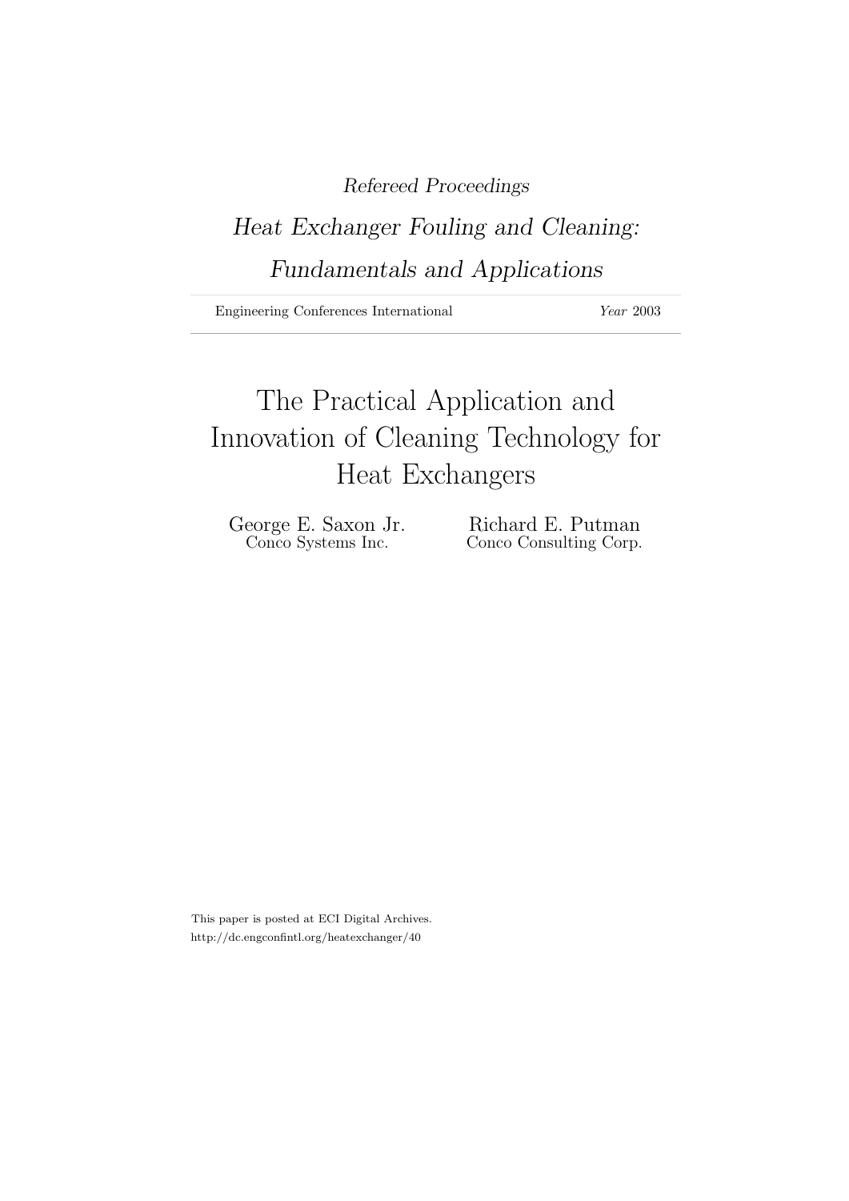*Refereed Proceedings*

*Heat Exchanger Fouling and Cleaning: Fundamentals and Applications*

Engineering Conferences International *Year* 2003

# The Practical Application and Innovation of Cleaning Technology for Heat Exchangers

George E. Saxon Jr.
Conco Systems Inc.

Richard E. Putman
Conco Consulting Corp.

This paper is posted at ECI Digital Archives.
http://dc.engconfintl.org/heatexchanger/40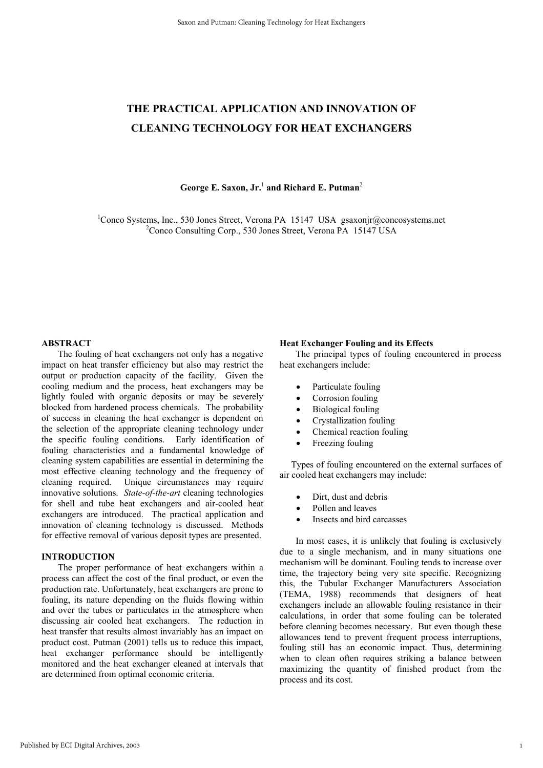# THE PRACTICAL APPLICATION AND INNOVATION OF CLEANING TECHNOLOGY FOR HEAT EXCHANGERS

**George E. Saxon, Jr.[1] and Richard E. Putman[2]**

[1]Conco Systems, Inc., 530 Jones Street, Verona PA 15147 USA gsaxonjr@concosystems.net
[2]Conco Consulting Corp., 530 Jones Street, Verona PA 15147 USA

## ABSTRACT

The fouling of heat exchangers not only has a negative impact on heat transfer efficiency but also may restrict the output or production capacity of the facility. Given the cooling medium and the process, heat exchangers may be lightly fouled with organic deposits or may be severely blocked from hardened process chemicals. The probability of success in cleaning the heat exchanger is dependent on the selection of the appropriate cleaning technology under the specific fouling conditions. Early identification of fouling characteristics and a fundamental knowledge of cleaning system capabilities are essential in determining the most effective cleaning technology and the frequency of cleaning required. Unique circumstances may require innovative solutions. *State-of-the-art* cleaning technologies for shell and tube heat exchangers and air-cooled heat exchangers are introduced. The practical application and innovation of cleaning technology is discussed. Methods for effective removal of various deposit types are presented.

## INTRODUCTION

The proper performance of heat exchangers within a process can affect the cost of the final product, or even the production rate. Unfortunately, heat exchangers are prone to fouling, its nature depending on the fluids flowing within and over the tubes or particulates in the atmosphere when discussing air cooled heat exchangers. The reduction in heat transfer that results almost invariably has an impact on product cost. Putman (2001) tells us to reduce this impact, heat exchanger performance should be intelligently monitored and the heat exchanger cleaned at intervals that are determined from optimal economic criteria.

### Heat Exchanger Fouling and its Effects

The principal types of fouling encountered in process heat exchangers include:

- Particulate fouling
- Corrosion fouling
- Biological fouling
- Crystallization fouling
- Chemical reaction fouling
- Freezing fouling

Types of fouling encountered on the external surfaces of air cooled heat exchangers may include:

- Dirt, dust and debris
- Pollen and leaves
- Insects and bird carcasses

In most cases, it is unlikely that fouling is exclusively due to a single mechanism, and in many situations one mechanism will be dominant. Fouling tends to increase over time, the trajectory being very site specific. Recognizing this, the Tubular Exchanger Manufacturers Association (TEMA, 1988) recommends that designers of heat exchangers include an allowable fouling resistance in their calculations, in order that some fouling can be tolerated before cleaning becomes necessary. But even though these allowances tend to prevent frequent process interruptions, fouling still has an economic impact. Thus, determining when to clean often requires striking a balance between maximizing the quantity of finished product from the process and its cost.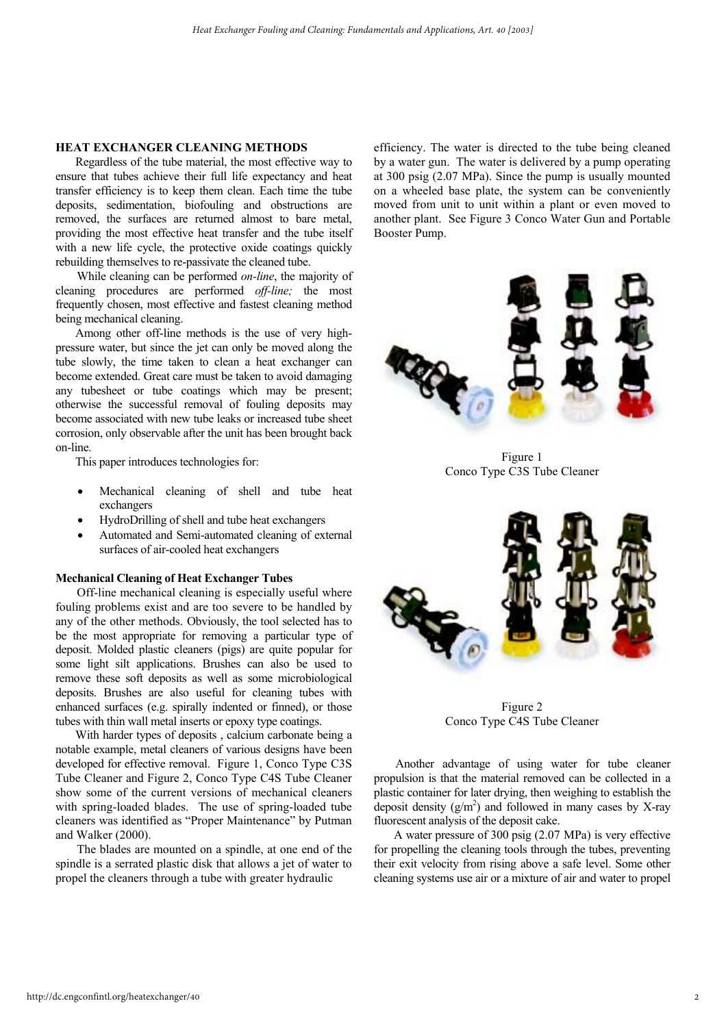## HEAT EXCHANGER CLEANING METHODS

Regardless of the tube material, the most effective way to ensure that tubes achieve their full life expectancy and heat transfer efficiency is to keep them clean. Each time the tube deposits, sedimentation, biofouling and obstructions are removed, the surfaces are returned almost to bare metal, providing the most effective heat transfer and the tube itself with a new life cycle, the protective oxide coatings quickly rebuilding themselves to re-passivate the cleaned tube.

While cleaning can be performed *on-line*, the majority of cleaning procedures are performed *off-line;* the most frequently chosen, most effective and fastest cleaning method being mechanical cleaning.

Among other off-line methods is the use of very high-pressure water, but since the jet can only be moved along the tube slowly, the time taken to clean a heat exchanger can become extended. Great care must be taken to avoid damaging any tubesheet or tube coatings which may be present; otherwise the successful removal of fouling deposits may become associated with new tube leaks or increased tube sheet corrosion, only observable after the unit has been brought back on-line.

This paper introduces technologies for:

- Mechanical cleaning of shell and tube heat exchangers
- HydroDrilling of shell and tube heat exchangers
- Automated and Semi-automated cleaning of external surfaces of air-cooled heat exchangers

### Mechanical Cleaning of Heat Exchanger Tubes

Off-line mechanical cleaning is especially useful where fouling problems exist and are too severe to be handled by any of the other methods. Obviously, the tool selected has to be the most appropriate for removing a particular type of deposit. Molded plastic cleaners (pigs) are quite popular for some light silt applications. Brushes can also be used to remove these soft deposits as well as some microbiological deposits. Brushes are also useful for cleaning tubes with enhanced surfaces (e.g. spirally indented or finned), or those tubes with thin wall metal inserts or epoxy type coatings.

With harder types of deposits , calcium carbonate being a notable example, metal cleaners of various designs have been developed for effective removal. Figure 1, Conco Type C3S Tube Cleaner and Figure 2, Conco Type C4S Tube Cleaner show some of the current versions of mechanical cleaners with spring-loaded blades. The use of spring-loaded tube cleaners was identified as "Proper Maintenance" by Putman and Walker (2000).

The blades are mounted on a spindle, at one end of the spindle is a serrated plastic disk that allows a jet of water to propel the cleaners through a tube with greater hydraulic efficiency. The water is directed to the tube being cleaned by a water gun. The water is delivered by a pump operating at 300 psig (2.07 MPa). Since the pump is usually mounted on a wheeled base plate, the system can be conveniently moved from unit to unit within a plant or even moved to another plant. See Figure 3 Conco Water Gun and Portable Booster Pump.

Figure 1
Conco Type C3S Tube Cleaner

Figure 2
Conco Type C4S Tube Cleaner

Another advantage of using water for tube cleaner propulsion is that the material removed can be collected in a plastic container for later drying, then weighing to establish the deposit density ($g/m^2$) and followed in many cases by X-ray fluorescent analysis of the deposit cake.

A water pressure of 300 psig (2.07 MPa) is very effective for propelling the cleaning tools through the tubes, preventing their exit velocity from rising above a safe level. Some other cleaning systems use air or a mixture of air and water to propel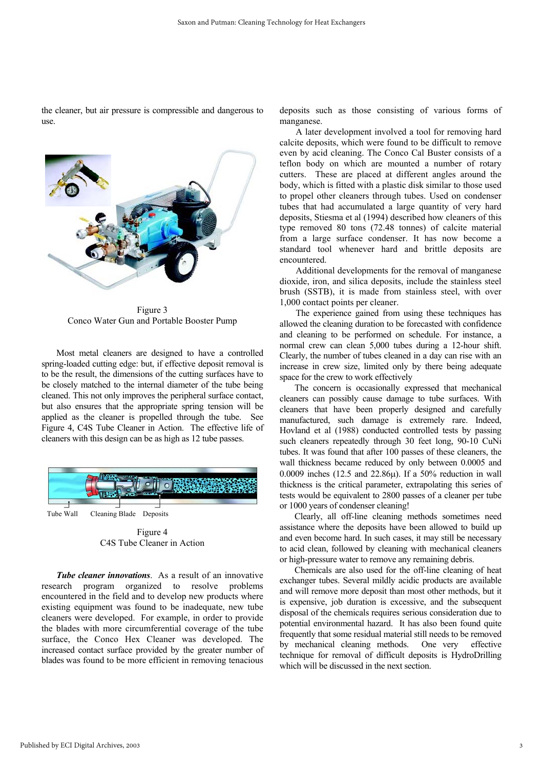the cleaner, but air pressure is compressible and dangerous to use.

Figure 3
Conco Water Gun and Portable Booster Pump

Most metal cleaners are designed to have a controlled spring-loaded cutting edge: but, if effective deposit removal is to be the result, the dimensions of the cutting surfaces have to be closely matched to the internal diameter of the tube being cleaned. This not only improves the peripheral surface contact, but also ensures that the appropriate spring tension will be applied as the cleaner is propelled through the tube. See Figure 4, C4S Tube Cleaner in Action. The effective life of cleaners with this design can be as high as 12 tube passes.

Tube Wall Cleaning Blade Deposits

Figure 4
C4S Tube Cleaner in Action

***Tube cleaner innovations***. As a result of an innovative research program organized to resolve problems encountered in the field and to develop new products where existing equipment was found to be inadequate, new tube cleaners were developed. For example, in order to provide the blades with more circumferential coverage of the tube surface, the Conco Hex Cleaner was developed. The increased contact surface provided by the greater number of blades was found to be more efficient in removing tenacious deposits such as those consisting of various forms of manganese.

A later development involved a tool for removing hard calcite deposits, which were found to be difficult to remove even by acid cleaning. The Conco Cal Buster consists of a teflon body on which are mounted a number of rotary cutters. These are placed at different angles around the body, which is fitted with a plastic disk similar to those used to propel other cleaners through tubes. Used on condenser tubes that had accumulated a large quantity of very hard deposits, Stiesma et al (1994) described how cleaners of this type removed 80 tons (72.48 tonnes) of calcite material from a large surface condenser. It has now become a standard tool whenever hard and brittle deposits are encountered.

Additional developments for the removal of manganese dioxide, iron, and silica deposits, include the stainless steel brush (SSTB), it is made from stainless steel, with over 1,000 contact points per cleaner.

The experience gained from using these techniques has allowed the cleaning duration to be forecasted with confidence and cleaning to be performed on schedule. For instance, a normal crew can clean 5,000 tubes during a 12-hour shift. Clearly, the number of tubes cleaned in a day can rise with an increase in crew size, limited only by there being adequate space for the crew to work effectively

The concern is occasionally expressed that mechanical cleaners can possibly cause damage to tube surfaces. With cleaners that have been properly designed and carefully manufactured, such damage is extremely rare. Indeed, Hovland et al (1988) conducted controlled tests by passing such cleaners repeatedly through 30 feet long, 90-10 CuNi tubes. It was found that after 100 passes of these cleaners, the wall thickness became reduced by only between 0.0005 and 0.0009 inches (12.5 and 22.86μ). If a 50% reduction in wall thickness is the critical parameter, extrapolating this series of tests would be equivalent to 2800 passes of a cleaner per tube or 1000 years of condenser cleaning!

Clearly, all off-line cleaning methods sometimes need assistance where the deposits have been allowed to build up and even become hard. In such cases, it may still be necessary to acid clean, followed by cleaning with mechanical cleaners or high-pressure water to remove any remaining debris.

Chemicals are also used for the off-line cleaning of heat exchanger tubes. Several mildly acidic products are available and will remove more deposit than most other methods, but it is expensive, job duration is excessive, and the subsequent disposal of the chemicals requires serious consideration due to potential environmental hazard. It has also been found quite frequently that some residual material still needs to be removed by mechanical cleaning methods. One very effective technique for removal of difficult deposits is HydroDrilling which will be discussed in the next section.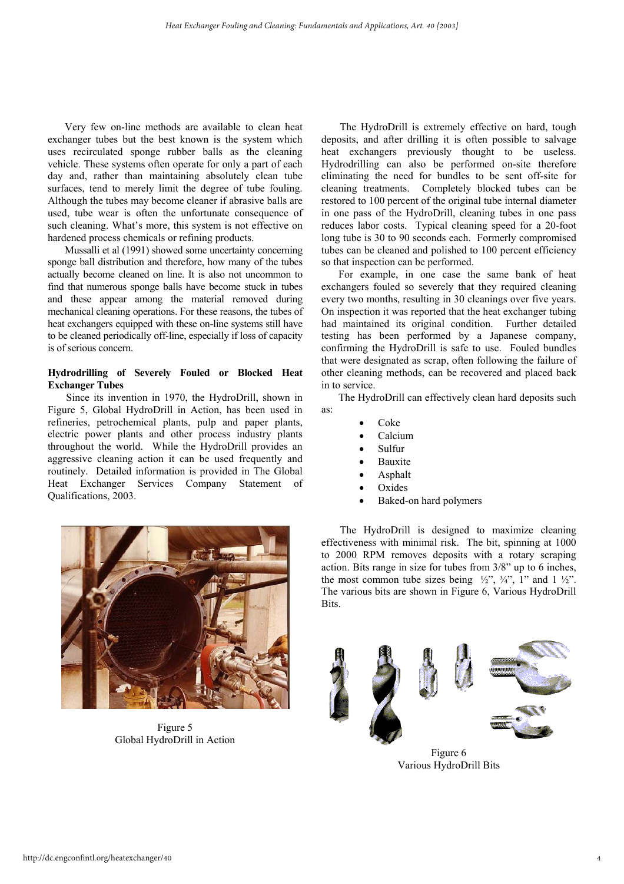Very few on-line methods are available to clean heat exchanger tubes but the best known is the system which uses recirculated sponge rubber balls as the cleaning vehicle. These systems often operate for only a part of each day and, rather than maintaining absolutely clean tube surfaces, tend to merely limit the degree of tube fouling. Although the tubes may become cleaner if abrasive balls are used, tube wear is often the unfortunate consequence of such cleaning. What's more, this system is not effective on hardened process chemicals or refining products.

Mussalli et al (1991) showed some uncertainty concerning sponge ball distribution and therefore, how many of the tubes actually become cleaned on line. It is also not uncommon to find that numerous sponge balls have become stuck in tubes and these appear among the material removed during mechanical cleaning operations. For these reasons, the tubes of heat exchangers equipped with these on-line systems still have to be cleaned periodically off-line, especially if loss of capacity is of serious concern.

**Hydrodrilling of Severely Fouled or Blocked Heat Exchanger Tubes**

Since its invention in 1970, the HydroDrill, shown in Figure 5, Global HydroDrill in Action, has been used in refineries, petrochemical plants, pulp and paper plants, electric power plants and other process industry plants throughout the world. While the HydroDrill provides an aggressive cleaning action it can be used frequently and routinely. Detailed information is provided in The Global Heat Exchanger Services Company Statement of Qualifications, 2003.

Figure 5
Global HydroDrill in Action

The HydroDrill is extremely effective on hard, tough deposits, and after drilling it is often possible to salvage heat exchangers previously thought to be useless. Hydrodrilling can also be performed on-site therefore eliminating the need for bundles to be sent off-site for cleaning treatments. Completely blocked tubes can be restored to 100 percent of the original tube internal diameter in one pass of the HydroDrill, cleaning tubes in one pass reduces labor costs. Typical cleaning speed for a 20-foot long tube is 30 to 90 seconds each. Formerly compromised tubes can be cleaned and polished to 100 percent efficiency so that inspection can be performed.

For example, in one case the same bank of heat exchangers fouled so severely that they required cleaning every two months, resulting in 30 cleanings over five years. On inspection it was reported that the heat exchanger tubing had maintained its original condition. Further detailed testing has been performed by a Japanese company, confirming the HydroDrill is safe to use. Fouled bundles that were designated as scrap, often following the failure of other cleaning methods, can be recovered and placed back in to service.

The HydroDrill can effectively clean hard deposits such as:

- Coke
- Calcium
- Sulfur
- Bauxite
- Asphalt
- Oxides
- Baked-on hard polymers

The HydroDrill is designed to maximize cleaning effectiveness with minimal risk. The bit, spinning at 1000 to 2000 RPM removes deposits with a rotary scraping action. Bits range in size for tubes from 3/8" up to 6 inches, the most common tube sizes being ½", ¾", 1" and 1 ½". The various bits are shown in Figure 6, Various HydroDrill Bits.

Figure 6
Various HydroDrill Bits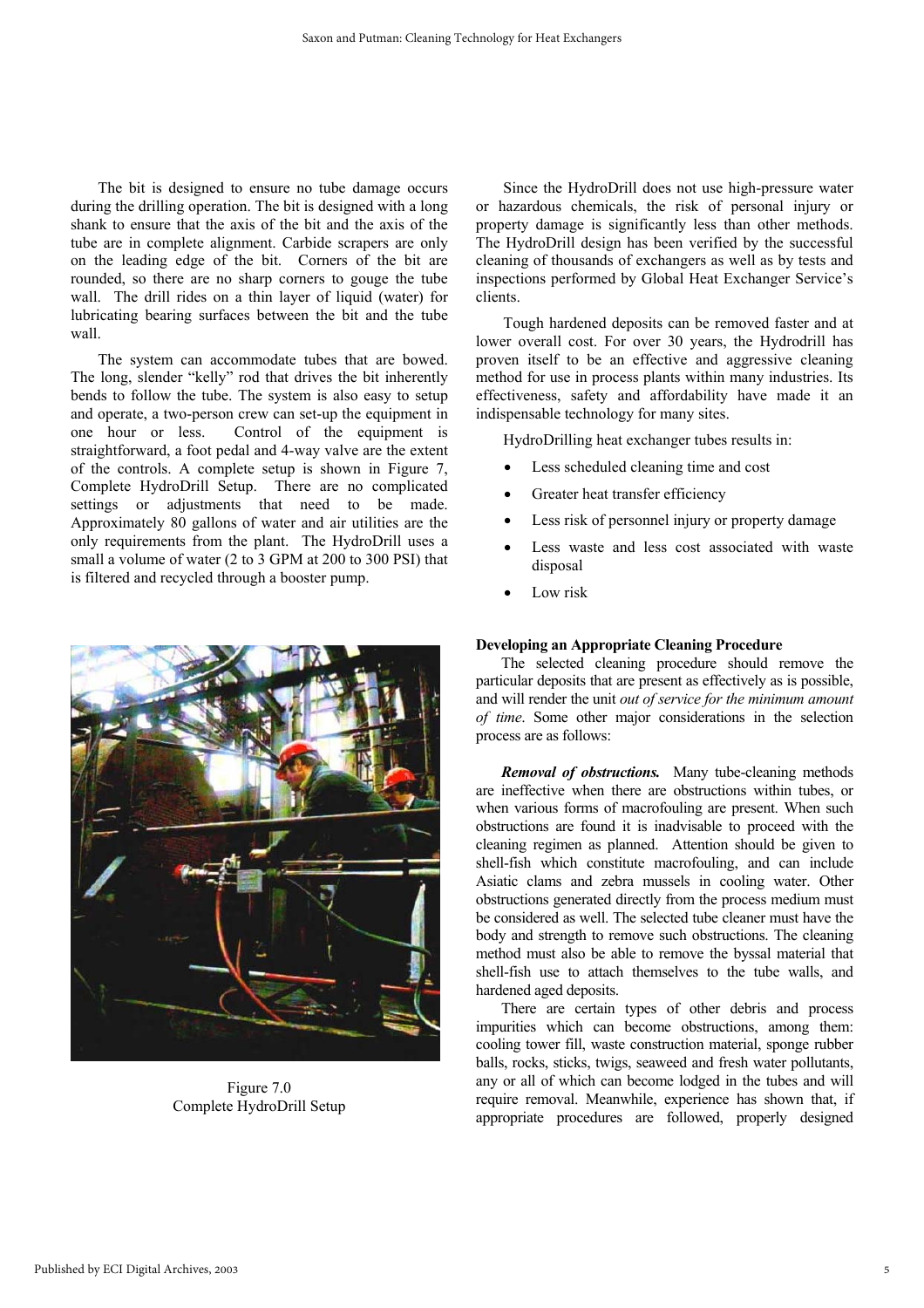The bit is designed to ensure no tube damage occurs during the drilling operation. The bit is designed with a long shank to ensure that the axis of the bit and the axis of the tube are in complete alignment. Carbide scrapers are only on the leading edge of the bit. Corners of the bit are rounded, so there are no sharp corners to gouge the tube wall. The drill rides on a thin layer of liquid (water) for lubricating bearing surfaces between the bit and the tube wall.

The system can accommodate tubes that are bowed. The long, slender "kelly" rod that drives the bit inherently bends to follow the tube. The system is also easy to setup and operate, a two-person crew can set-up the equipment in one hour or less. Control of the equipment is straightforward, a foot pedal and 4-way valve are the extent of the controls. A complete setup is shown in Figure 7, Complete HydroDrill Setup. There are no complicated settings or adjustments that need to be made. Approximately 80 gallons of water and air utilities are the only requirements from the plant. The HydroDrill uses a small a volume of water (2 to 3 GPM at 200 to 300 PSI) that is filtered and recycled through a booster pump.

Figure 7.0
Complete HydroDrill Setup

Since the HydroDrill does not use high-pressure water or hazardous chemicals, the risk of personal injury or property damage is significantly less than other methods. The HydroDrill design has been verified by the successful cleaning of thousands of exchangers as well as by tests and inspections performed by Global Heat Exchanger Service's clients.

Tough hardened deposits can be removed faster and at lower overall cost. For over 30 years, the Hydrodrill has proven itself to be an effective and aggressive cleaning method for use in process plants within many industries. Its effectiveness, safety and affordability have made it an indispensable technology for many sites.

HydroDrilling heat exchanger tubes results in:

- Less scheduled cleaning time and cost
- Greater heat transfer efficiency
- Less risk of personnel injury or property damage
- Less waste and less cost associated with waste disposal
- Low risk

**Developing an Appropriate Cleaning Procedure**

The selected cleaning procedure should remove the particular deposits that are present as effectively as is possible, and will render the unit *out of service for the minimum amount of time*. Some other major considerations in the selection process are as follows:

***Removal of obstructions.*** Many tube-cleaning methods are ineffective when there are obstructions within tubes, or when various forms of macrofouling are present. When such obstructions are found it is inadvisable to proceed with the cleaning regimen as planned. Attention should be given to shell-fish which constitute macrofouling, and can include Asiatic clams and zebra mussels in cooling water. Other obstructions generated directly from the process medium must be considered as well. The selected tube cleaner must have the body and strength to remove such obstructions. The cleaning method must also be able to remove the byssal material that shell-fish use to attach themselves to the tube walls, and hardened aged deposits.

There are certain types of other debris and process impurities which can become obstructions, among them: cooling tower fill, waste construction material, sponge rubber balls, rocks, sticks, twigs, seaweed and fresh water pollutants, any or all of which can become lodged in the tubes and will require removal. Meanwhile, experience has shown that, if appropriate procedures are followed, properly designed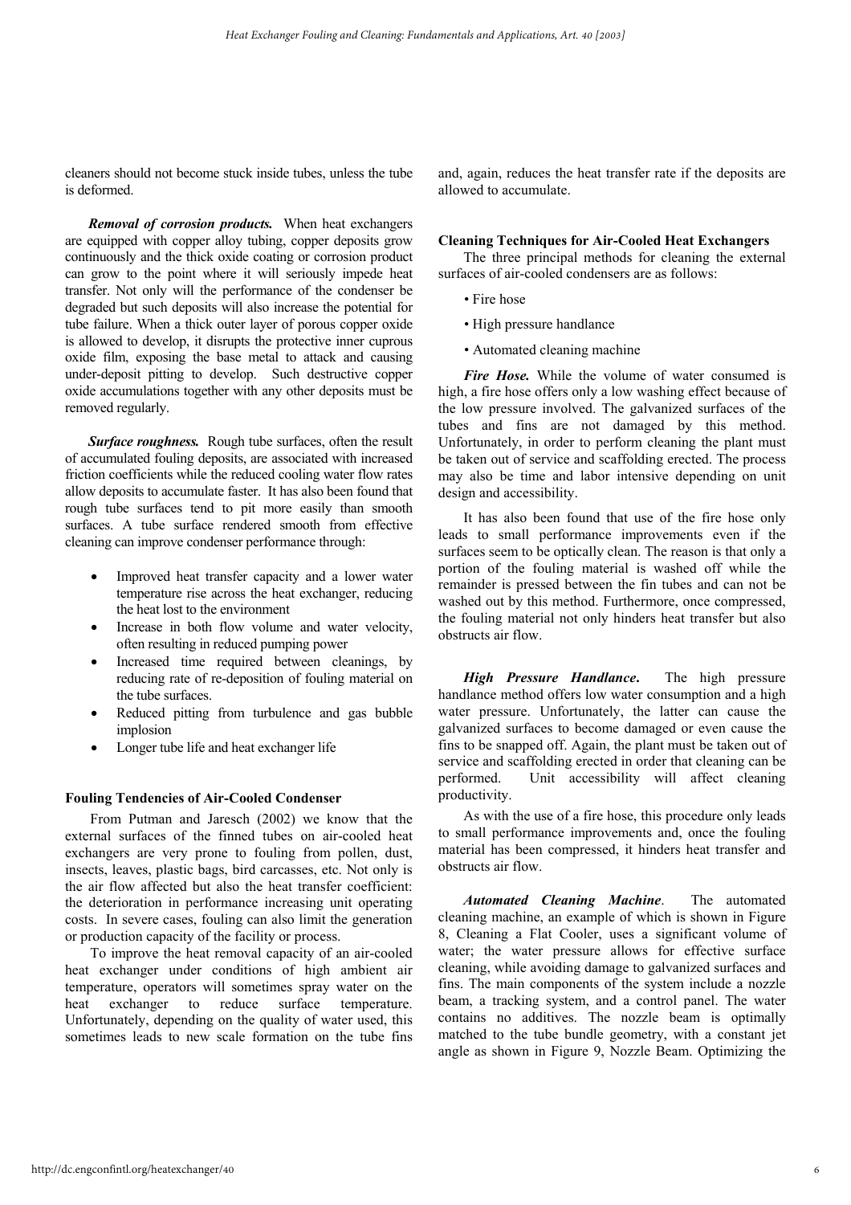cleaners should not become stuck inside tubes, unless the tube is deformed.

***Removal of corrosion products.*** When heat exchangers are equipped with copper alloy tubing, copper deposits grow continuously and the thick oxide coating or corrosion product can grow to the point where it will seriously impede heat transfer. Not only will the performance of the condenser be degraded but such deposits will also increase the potential for tube failure. When a thick outer layer of porous copper oxide is allowed to develop, it disrupts the protective inner cuprous oxide film, exposing the base metal to attack and causing under-deposit pitting to develop. Such destructive copper oxide accumulations together with any other deposits must be removed regularly.

***Surface roughness.*** Rough tube surfaces, often the result of accumulated fouling deposits, are associated with increased friction coefficients while the reduced cooling water flow rates allow deposits to accumulate faster. It has also been found that rough tube surfaces tend to pit more easily than smooth surfaces. A tube surface rendered smooth from effective cleaning can improve condenser performance through:

- Improved heat transfer capacity and a lower water temperature rise across the heat exchanger, reducing the heat lost to the environment
- Increase in both flow volume and water velocity, often resulting in reduced pumping power
- Increased time required between cleanings, by reducing rate of re-deposition of fouling material on the tube surfaces.
- Reduced pitting from turbulence and gas bubble implosion
- Longer tube life and heat exchanger life

### Fouling Tendencies of Air-Cooled Condenser

From Putman and Jaresch (2002) we know that the external surfaces of the finned tubes on air-cooled heat exchangers are very prone to fouling from pollen, dust, insects, leaves, plastic bags, bird carcasses, etc. Not only is the air flow affected but also the heat transfer coefficient: the deterioration in performance increasing unit operating costs. In severe cases, fouling can also limit the generation or production capacity of the facility or process.

To improve the heat removal capacity of an air-cooled heat exchanger under conditions of high ambient air temperature, operators will sometimes spray water on the heat exchanger to reduce surface temperature. Unfortunately, depending on the quality of water used, this sometimes leads to new scale formation on the tube fins and, again, reduces the heat transfer rate if the deposits are allowed to accumulate.

### Cleaning Techniques for Air-Cooled Heat Exchangers

The three principal methods for cleaning the external surfaces of air-cooled condensers are as follows:

- Fire hose
- High pressure handlance
- Automated cleaning machine

***Fire Hose.*** While the volume of water consumed is high, a fire hose offers only a low washing effect because of the low pressure involved. The galvanized surfaces of the tubes and fins are not damaged by this method. Unfortunately, in order to perform cleaning the plant must be taken out of service and scaffolding erected. The process may also be time and labor intensive depending on unit design and accessibility.

It has also been found that use of the fire hose only leads to small performance improvements even if the surfaces seem to be optically clean. The reason is that only a portion of the fouling material is washed off while the remainder is pressed between the fin tubes and can not be washed out by this method. Furthermore, once compressed, the fouling material not only hinders heat transfer but also obstructs air flow.

***High Pressure Handlance.*** The high pressure handlance method offers low water consumption and a high water pressure. Unfortunately, the latter can cause the galvanized surfaces to become damaged or even cause the fins to be snapped off. Again, the plant must be taken out of service and scaffolding erected in order that cleaning can be performed. Unit accessibility will affect cleaning productivity.

As with the use of a fire hose, this procedure only leads to small performance improvements and, once the fouling material has been compressed, it hinders heat transfer and obstructs air flow.

***Automated Cleaning Machine.*** The automated cleaning machine, an example of which is shown in Figure 8, Cleaning a Flat Cooler, uses a significant volume of water; the water pressure allows for effective surface cleaning, while avoiding damage to galvanized surfaces and fins. The main components of the system include a nozzle beam, a tracking system, and a control panel. The water contains no additives. The nozzle beam is optimally matched to the tube bundle geometry, with a constant jet angle as shown in Figure 9, Nozzle Beam. Optimizing the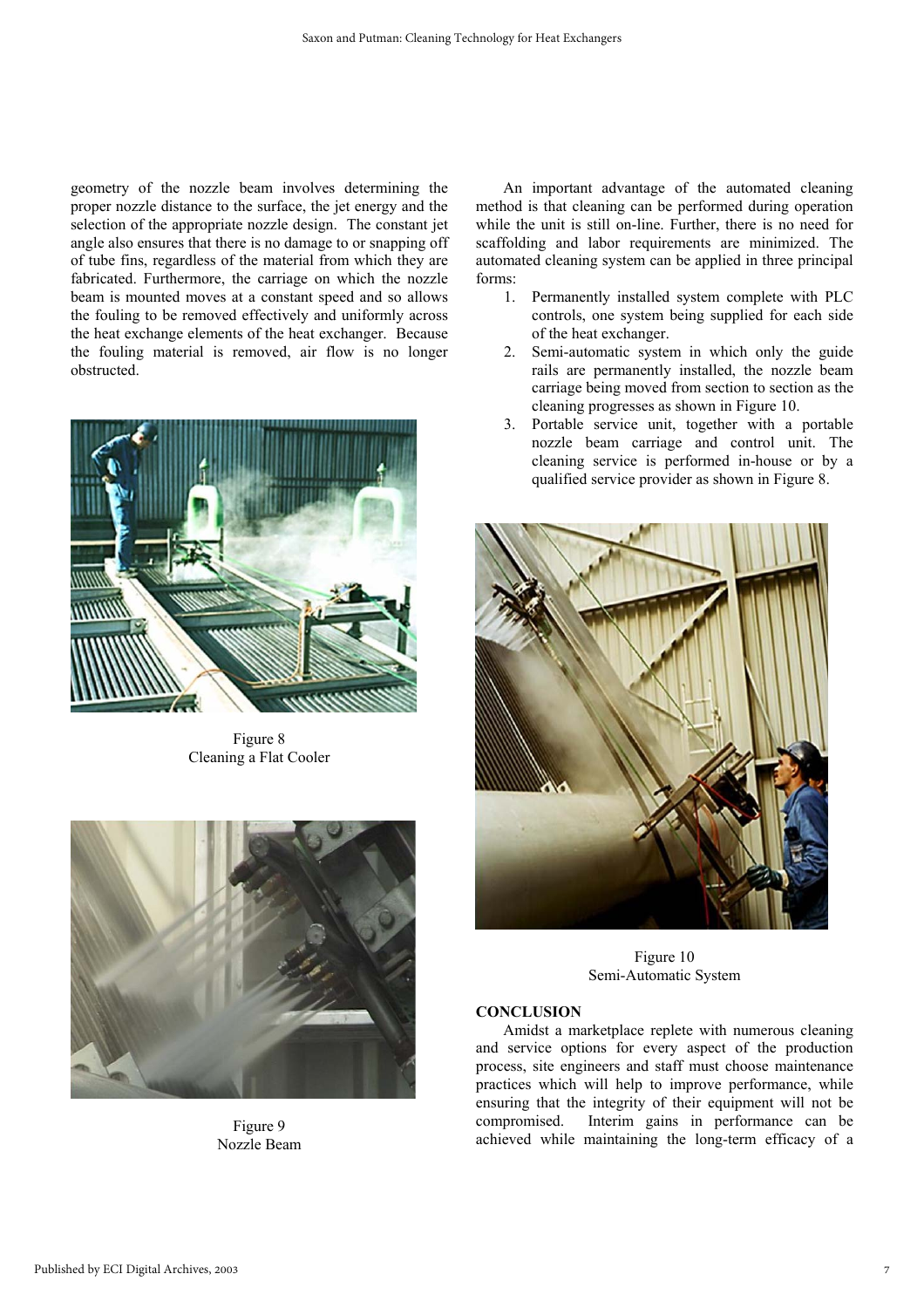geometry of the nozzle beam involves determining the proper nozzle distance to the surface, the jet energy and the selection of the appropriate nozzle design. The constant jet angle also ensures that there is no damage to or snapping off of tube fins, regardless of the material from which they are fabricated. Furthermore, the carriage on which the nozzle beam is mounted moves at a constant speed and so allows the fouling to be removed effectively and uniformly across the heat exchange elements of the heat exchanger. Because the fouling material is removed, air flow is no longer obstructed.

Figure 8
Cleaning a Flat Cooler

Figure 9
Nozzle Beam

An important advantage of the automated cleaning method is that cleaning can be performed during operation while the unit is still on-line. Further, there is no need for scaffolding and labor requirements are minimized. The automated cleaning system can be applied in three principal forms:

1. Permanently installed system complete with PLC controls, one system being supplied for each side of the heat exchanger.
2. Semi-automatic system in which only the guide rails are permanently installed, the nozzle beam carriage being moved from section to section as the cleaning progresses as shown in Figure 10.
3. Portable service unit, together with a portable nozzle beam carriage and control unit. The cleaning service is performed in-house or by a qualified service provider as shown in Figure 8.

Figure 10
Semi-Automatic System

**CONCLUSION**

Amidst a marketplace replete with numerous cleaning and service options for every aspect of the production process, site engineers and staff must choose maintenance practices which will help to improve performance, while ensuring that the integrity of their equipment will not be compromised. Interim gains in performance can be achieved while maintaining the long-term efficacy of a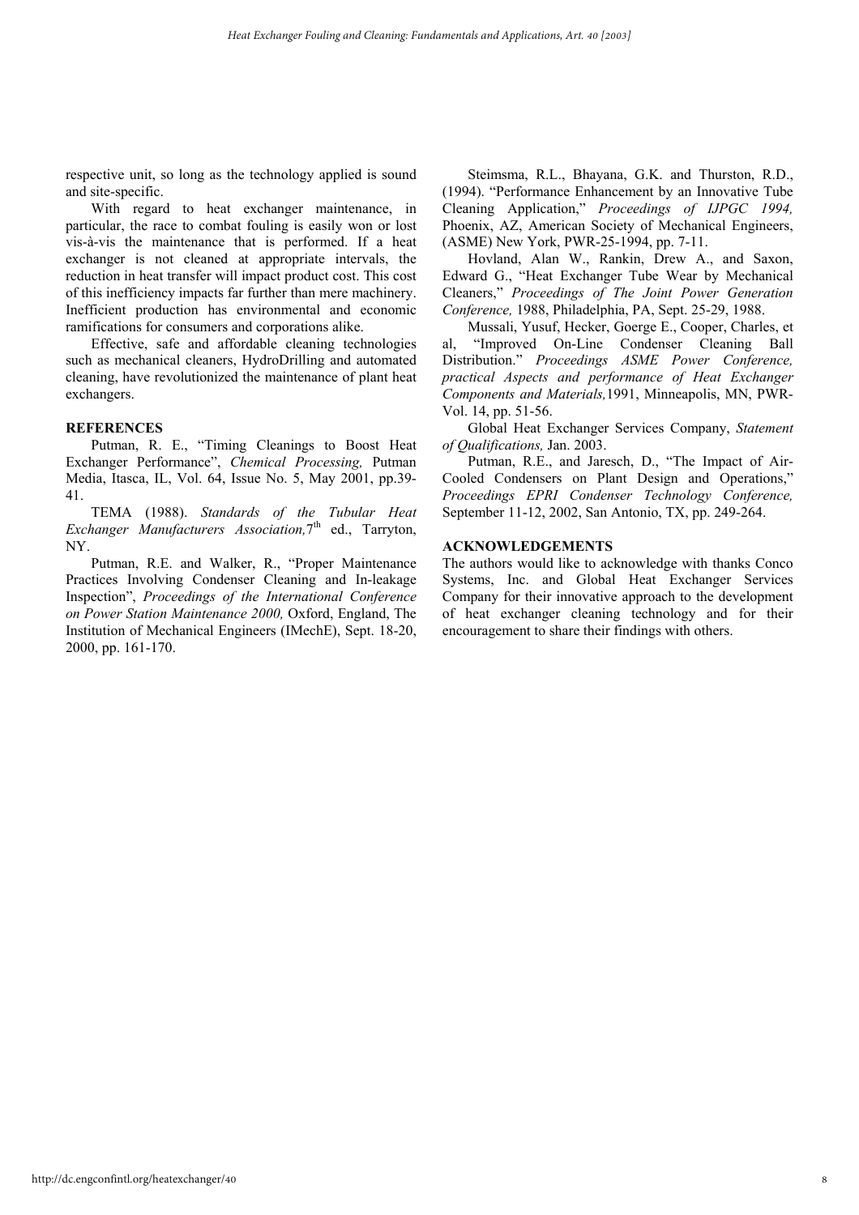respective unit, so long as the technology applied is sound and site-specific.

With regard to heat exchanger maintenance, in particular, the race to combat fouling is easily won or lost vis-à-vis the maintenance that is performed. If a heat exchanger is not cleaned at appropriate intervals, the reduction in heat transfer will impact product cost. This cost of this inefficiency impacts far further than mere machinery. Inefficient production has environmental and economic ramifications for consumers and corporations alike.

Effective, safe and affordable cleaning technologies such as mechanical cleaners, HydroDrilling and automated cleaning, have revolutionized the maintenance of plant heat exchangers.

## REFERENCES

Putman, R. E., "Timing Cleanings to Boost Heat Exchanger Performance", *Chemical Processing,* Putman Media, Itasca, IL, Vol. 64, Issue No. 5, May 2001, pp.39-41.

TEMA (1988). *Standards of the Tubular Heat Exchanger Manufacturers Association,* 7th ed., Tarryton, NY.

Putman, R.E. and Walker, R., "Proper Maintenance Practices Involving Condenser Cleaning and In-leakage Inspection", *Proceedings of the International Conference on Power Station Maintenance 2000,* Oxford, England, The Institution of Mechanical Engineers (IMechE), Sept. 18-20, 2000, pp. 161-170.

Steimsma, R.L., Bhayana, G.K. and Thurston, R.D., (1994). "Performance Enhancement by an Innovative Tube Cleaning Application," *Proceedings of IJPGC 1994,* Phoenix, AZ, American Society of Mechanical Engineers, (ASME) New York, PWR-25-1994, pp. 7-11.

Hovland, Alan W., Rankin, Drew A., and Saxon, Edward G., "Heat Exchanger Tube Wear by Mechanical Cleaners," *Proceedings of The Joint Power Generation Conference,* 1988, Philadelphia, PA, Sept. 25-29, 1988.

Mussali, Yusuf, Hecker, Goerge E., Cooper, Charles, et al, "Improved On-Line Condenser Cleaning Ball Distribution." *Proceedings ASME Power Conference, practical Aspects and performance of Heat Exchanger Components and Materials,* 1991, Minneapolis, MN, PWR-Vol. 14, pp. 51-56.

Global Heat Exchanger Services Company, *Statement of Qualifications,* Jan. 2003.

Putman, R.E., and Jaresch, D., "The Impact of Air-Cooled Condensers on Plant Design and Operations," *Proceedings EPRI Condenser Technology Conference,* September 11-12, 2002, San Antonio, TX, pp. 249-264.

## ACKNOWLEDGEMENTS

The authors would like to acknowledge with thanks Conco Systems, Inc. and Global Heat Exchanger Services Company for their innovative approach to the development of heat exchanger cleaning technology and for their encouragement to share their findings with others.